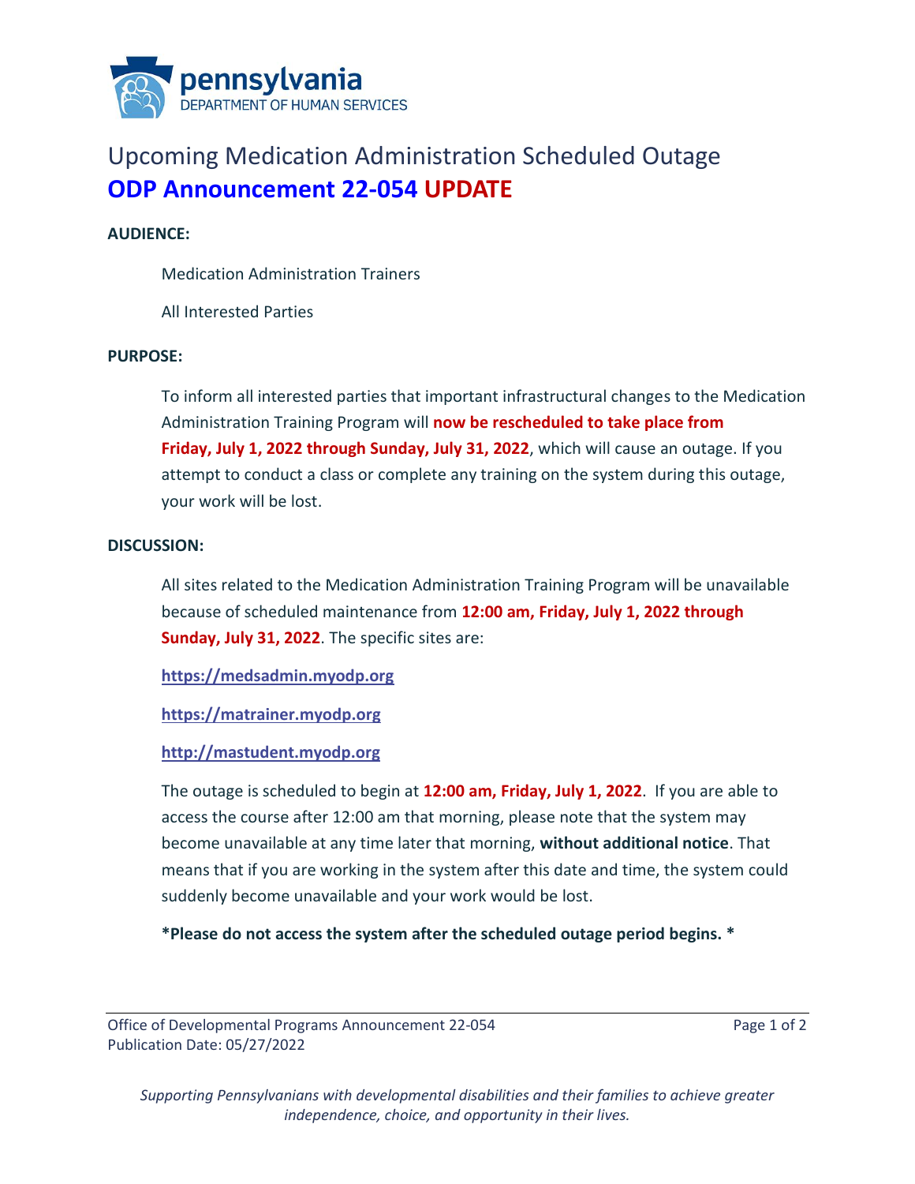pennsylvania
DEPARTMENT OF HUMAN SERVICES

# Upcoming Medication Administration Scheduled Outage

## ODP Announcement 22-054 UPDATE

**AUDIENCE:**

Medication Administration Trainers

All Interested Parties

**PURPOSE:**

To inform all interested parties that important infrastructural changes to the Medication Administration Training Program will **now be rescheduled to take place from Friday, July 1, 2022 through Sunday, July 31, 2022**, which will cause an outage. If you attempt to conduct a class or complete any training on the system during this outage, your work will be lost.

**DISCUSSION:**

All sites related to the Medication Administration Training Program will be unavailable because of scheduled maintenance from **12:00 am, Friday, July 1, 2022 through Sunday, July 31, 2022**. The specific sites are:

**https://medsadmin.myodp.org**

**https://matrainer.myodp.org**

**http://mastudent.myodp.org**

The outage is scheduled to begin at **12:00 am, Friday, July 1, 2022**. If you are able to access the course after 12:00 am that morning, please note that the system may become unavailable at any time later that morning, **without additional notice**. That means that if you are working in the system after this date and time, the system could suddenly become unavailable and your work would be lost.

***Please do not access the system after the scheduled outage period begins. ***

Office of Developmental Programs Announcement 22-054
Publication Date: 05/27/2022

*Supporting Pennsylvanians with developmental disabilities and their families to achieve greater independence, choice, and opportunity in their lives.*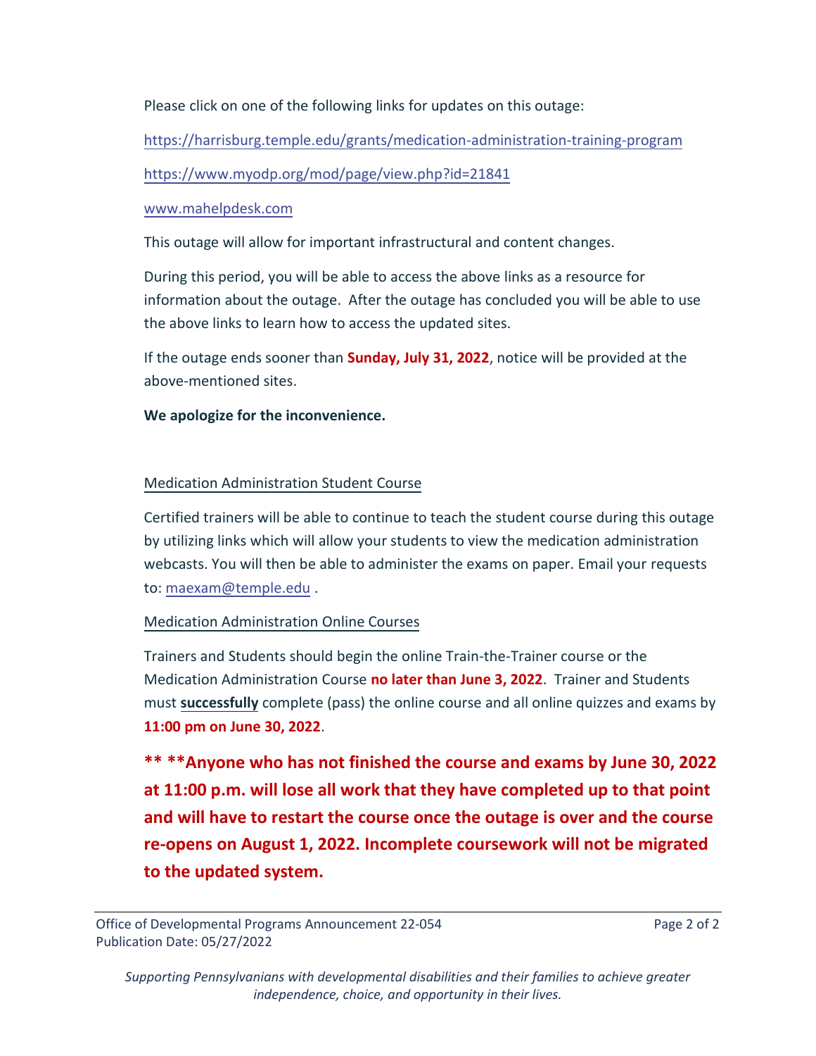Please click on one of the following links for updates on this outage:

https://harrisburg.temple.edu/grants/medication-administration-training-program

https://www.myodp.org/mod/page/view.php?id=21841

www.mahelpdesk.com

This outage will allow for important infrastructural and content changes.

During this period, you will be able to access the above links as a resource for information about the outage. After the outage has concluded you will be able to use the above links to learn how to access the updated sites.

If the outage ends sooner than **Sunday, July 31, 2022**, notice will be provided at the above-mentioned sites.

**We apologize for the inconvenience.**

Medication Administration Student Course

Certified trainers will be able to continue to teach the student course during this outage by utilizing links which will allow your students to view the medication administration webcasts. You will then be able to administer the exams on paper. Email your requests to: maexam@temple.edu .

Medication Administration Online Courses

Trainers and Students should begin the online Train-the-Trainer course or the Medication Administration Course **no later than June 3, 2022**. Trainer and Students must **successfully** complete (pass) the online course and all online quizzes and exams by **11:00 pm on June 30, 2022**.

**\*\* \*\*Anyone who has not finished the course and exams by June 30, 2022 at 11:00 p.m. will lose all work that they have completed up to that point and will have to restart the course once the outage is over and the course re-opens on August 1, 2022. Incomplete coursework will not be migrated to the updated system.**

Office of Developmental Programs Announcement 22-054
Publication Date: 05/27/2022

*Supporting Pennsylvanians with developmental disabilities and their families to achieve greater independence, choice, and opportunity in their lives.*